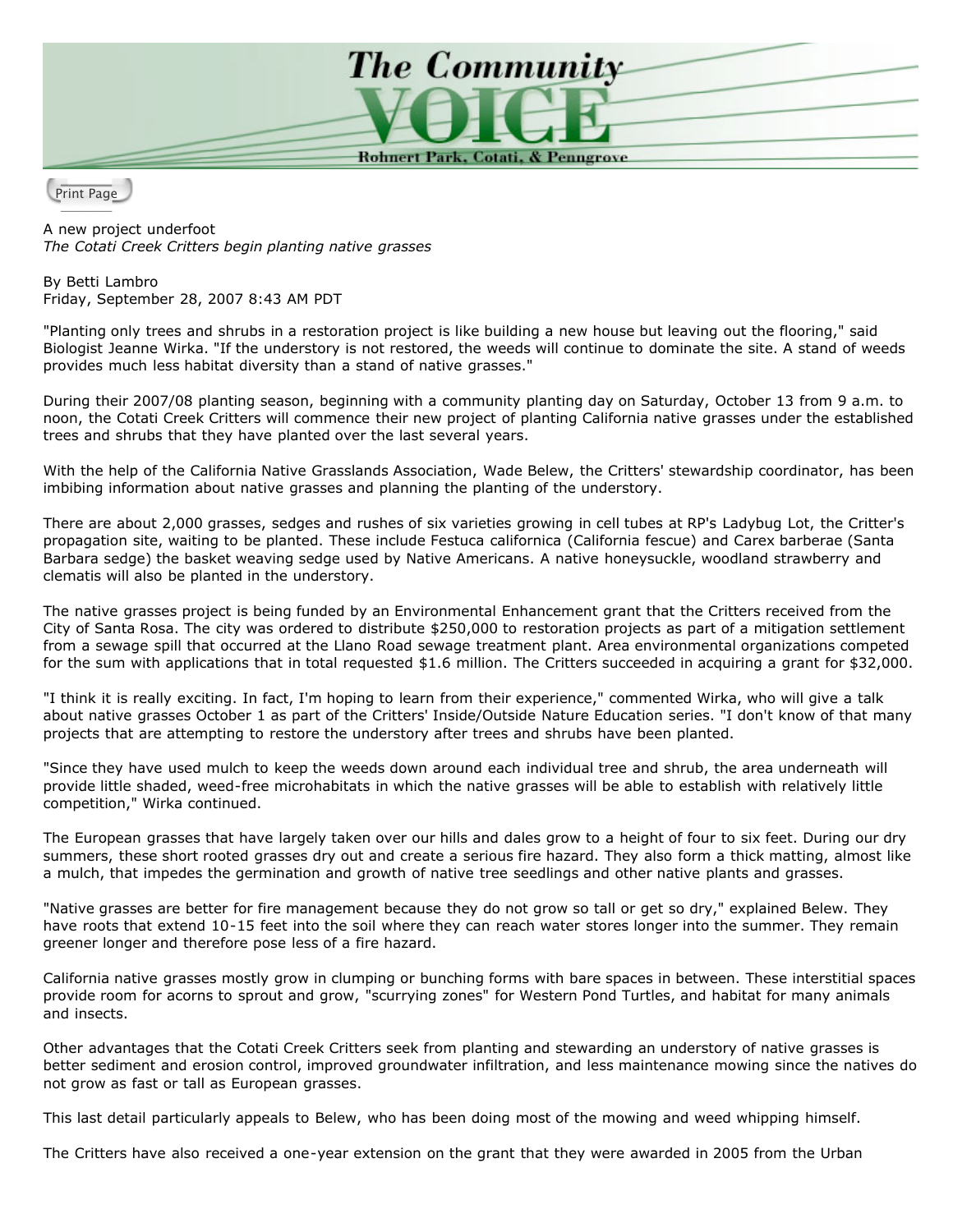# The Community VOICE

Rohnert Park, Cotati, & Penngrove

A new project underfoot
*The Cotati Creek Critters begin planting native grasses*

By Betti Lambro
Friday, September 28, 2007 8:43 AM PDT

"Planting only trees and shrubs in a restoration project is like building a new house but leaving out the flooring," said Biologist Jeanne Wirka. "If the understory is not restored, the weeds will continue to dominate the site. A stand of weeds provides much less habitat diversity than a stand of native grasses."

During their 2007/08 planting season, beginning with a community planting day on Saturday, October 13 from 9 a.m. to noon, the Cotati Creek Critters will commence their new project of planting California native grasses under the established trees and shrubs that they have planted over the last several years.

With the help of the California Native Grasslands Association, Wade Belew, the Critters' stewardship coordinator, has been imbibing information about native grasses and planning the planting of the understory.

There are about 2,000 grasses, sedges and rushes of six varieties growing in cell tubes at RP's Ladybug Lot, the Critter's propagation site, waiting to be planted. These include Festuca californica (California fescue) and Carex barberae (Santa Barbara sedge) the basket weaving sedge used by Native Americans. A native honeysuckle, woodland strawberry and clematis will also be planted in the understory.

The native grasses project is being funded by an Environmental Enhancement grant that the Critters received from the City of Santa Rosa. The city was ordered to distribute $250,000 to restoration projects as part of a mitigation settlement from a sewage spill that occurred at the Llano Road sewage treatment plant. Area environmental organizations competed for the sum with applications that in total requested $1.6 million. The Critters succeeded in acquiring a grant for $32,000.

"I think it is really exciting. In fact, I'm hoping to learn from their experience," commented Wirka, who will give a talk about native grasses October 1 as part of the Critters' Inside/Outside Nature Education series. "I don't know of that many projects that are attempting to restore the understory after trees and shrubs have been planted.

"Since they have used mulch to keep the weeds down around each individual tree and shrub, the area underneath will provide little shaded, weed-free microhabitats in which the native grasses will be able to establish with relatively little competition," Wirka continued.

The European grasses that have largely taken over our hills and dales grow to a height of four to six feet. During our dry summers, these short rooted grasses dry out and create a serious fire hazard. They also form a thick matting, almost like a mulch, that impedes the germination and growth of native tree seedlings and other native plants and grasses.

"Native grasses are better for fire management because they do not grow so tall or get so dry," explained Belew. They have roots that extend 10-15 feet into the soil where they can reach water stores longer into the summer. They remain greener longer and therefore pose less of a fire hazard.

California native grasses mostly grow in clumping or bunching forms with bare spaces in between. These interstitial spaces provide room for acorns to sprout and grow, "scurrying zones" for Western Pond Turtles, and habitat for many animals and insects.

Other advantages that the Cotati Creek Critters seek from planting and stewarding an understory of native grasses is better sediment and erosion control, improved groundwater infiltration, and less maintenance mowing since the natives do not grow as fast or tall as European grasses.

This last detail particularly appeals to Belew, who has been doing most of the mowing and weed whipping himself.

The Critters have also received a one-year extension on the grant that they were awarded in 2005 from the Urban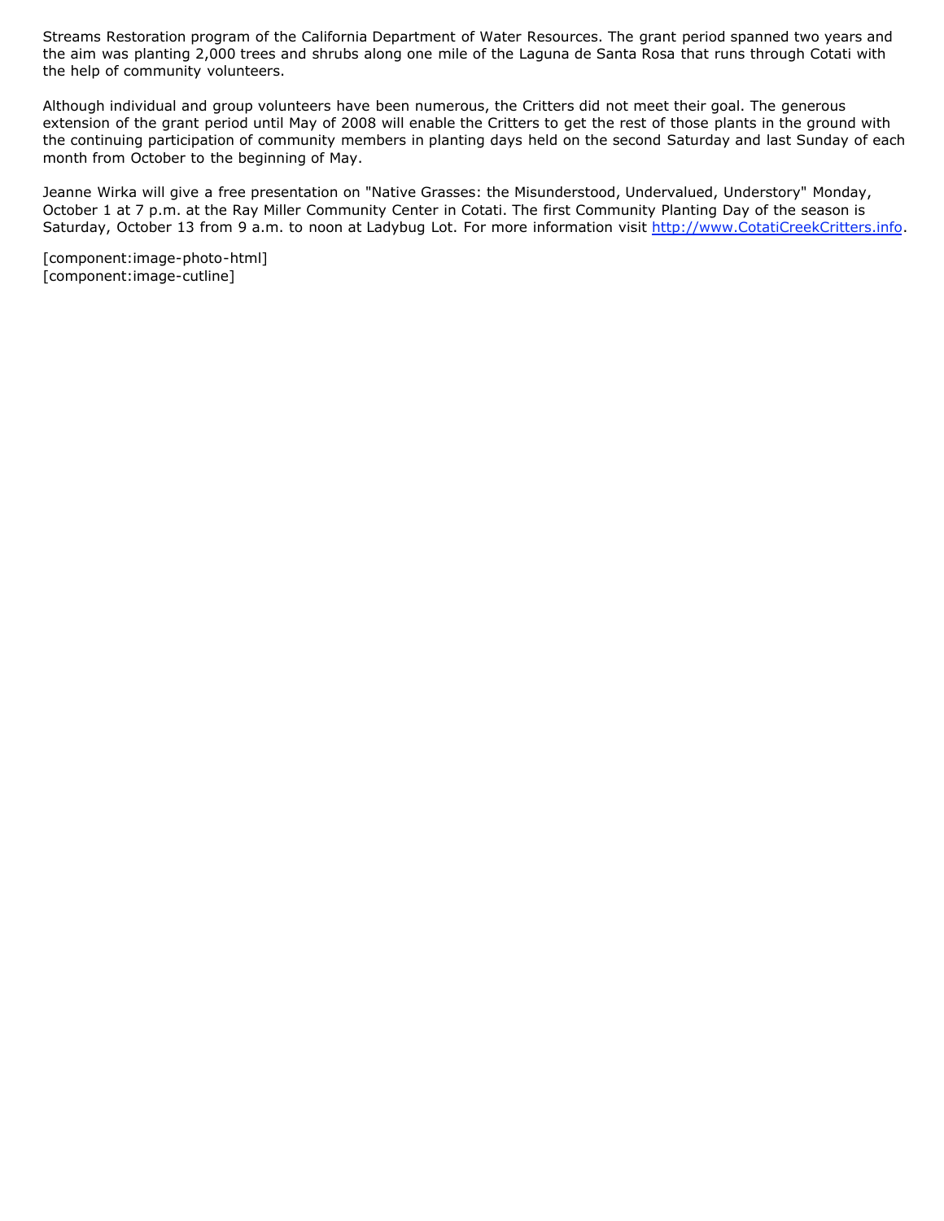Streams Restoration program of the California Department of Water Resources. The grant period spanned two years and the aim was planting 2,000 trees and shrubs along one mile of the Laguna de Santa Rosa that runs through Cotati with the help of community volunteers.

Although individual and group volunteers have been numerous, the Critters did not meet their goal. The generous extension of the grant period until May of 2008 will enable the Critters to get the rest of those plants in the ground with the continuing participation of community members in planting days held on the second Saturday and last Sunday of each month from October to the beginning of May.

Jeanne Wirka will give a free presentation on "Native Grasses: the Misunderstood, Undervalued, Understory" Monday, October 1 at 7 p.m. at the Ray Miller Community Center in Cotati. The first Community Planting Day of the season is Saturday, October 13 from 9 a.m. to noon at Ladybug Lot. For more information visit http://www.CotatiCreekCritters.info.

[component:image-photo-html]
[component:image-cutline]